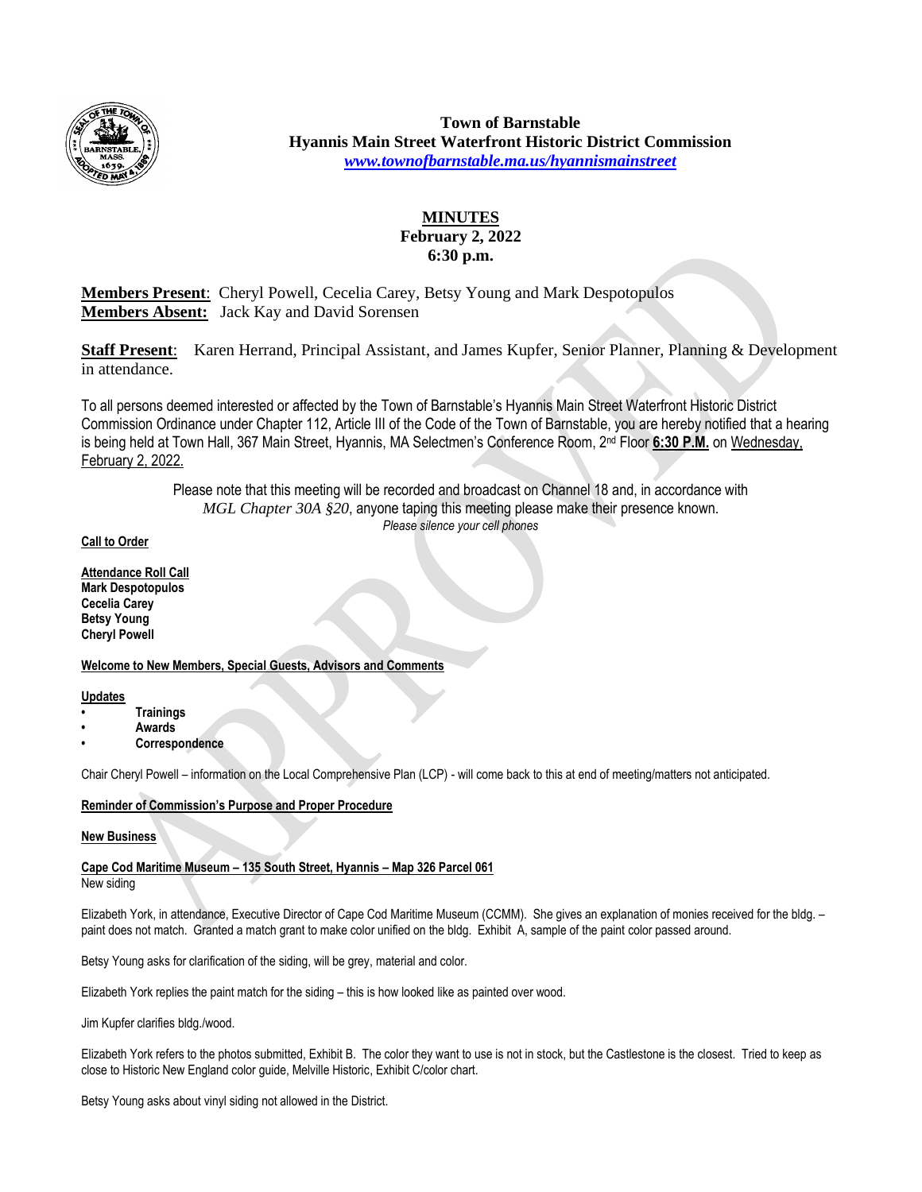**Town of Barnstable**
**Hyannis Main Street Waterfront Historic District Commission**
*www.townofbarnstable.ma.us/hyannismainstreet*

# MINUTES
**February 2, 2022**
**6:30 p.m.**

**Members Present**: Cheryl Powell, Cecelia Carey, Betsy Young and Mark Despotopulos
**Members Absent:** Jack Kay and David Sorensen

**Staff Present**: Karen Herrand, Principal Assistant, and James Kupfer, Senior Planner, Planning & Development in attendance.

To all persons deemed interested or affected by the Town of Barnstable's Hyannis Main Street Waterfront Historic District Commission Ordinance under Chapter 112, Article III of the Code of the Town of Barnstable, you are hereby notified that a hearing is being held at Town Hall, 367 Main Street, Hyannis, MA Selectmen's Conference Room, 2nd Floor **6:30 P.M.** on Wednesday, February 2, 2022.

Please note that this meeting will be recorded and broadcast on Channel 18 and, in accordance with *MGL Chapter 30A §20*, anyone taping this meeting please make their presence known.
*Please silence your cell phones*

**Call to Order**

**Attendance Roll Call**
**Mark Despotopulos**
**Cecelia Carey**
**Betsy Young**
**Cheryl Powell**

**Welcome to New Members, Special Guests, Advisors and Comments**

**Updates**
- **Trainings**
- **Awards**
- **Correspondence**

Chair Cheryl Powell – information on the Local Comprehensive Plan (LCP) - will come back to this at end of meeting/matters not anticipated.

**Reminder of Commission's Purpose and Proper Procedure**

**New Business**

**Cape Cod Maritime Museum – 135 South Street, Hyannis – Map 326 Parcel 061**
New siding

Elizabeth York, in attendance, Executive Director of Cape Cod Maritime Museum (CCMM). She gives an explanation of monies received for the bldg. – paint does not match. Granted a match grant to make color unified on the bldg. Exhibit A, sample of the paint color passed around.

Betsy Young asks for clarification of the siding, will be grey, material and color.

Elizabeth York replies the paint match for the siding – this is how looked like as painted over wood.

Jim Kupfer clarifies bldg./wood.

Elizabeth York refers to the photos submitted, Exhibit B. The color they want to use is not in stock, but the Castlestone is the closest. Tried to keep as close to Historic New England color guide, Melville Historic, Exhibit C/color chart.

Betsy Young asks about vinyl siding not allowed in the District.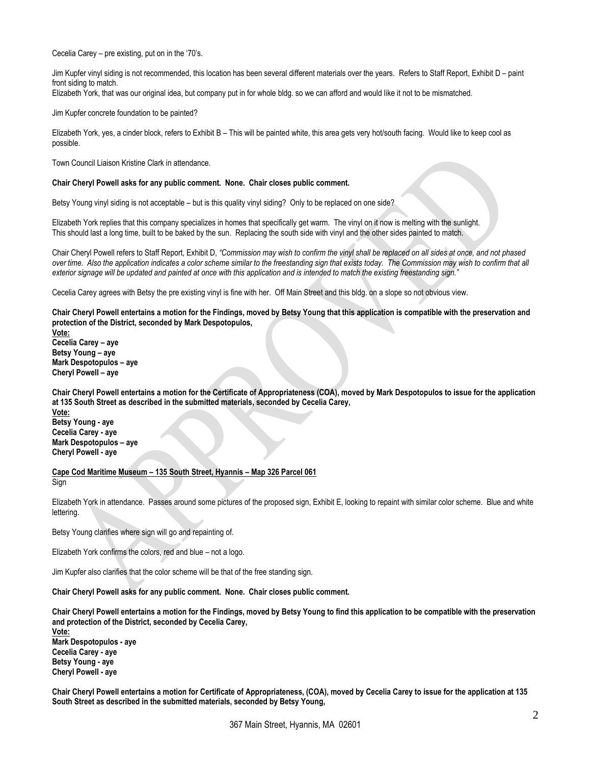Cecelia Carey – pre existing, put on in the '70's.

Jim Kupfer vinyl siding is not recommended, this location has been several different materials over the years. Refers to Staff Report, Exhibit D – paint front siding to match.
Elizabeth York, that was our original idea, but company put in for whole bldg. so we can afford and would like it not to be mismatched.

Jim Kupfer concrete foundation to be painted?

Elizabeth York, yes, a cinder block, refers to Exhibit B – This will be painted white, this area gets very hot/south facing. Would like to keep cool as possible.

Town Council Liaison Kristine Clark in attendance.

**Chair Cheryl Powell asks for any public comment. None. Chair closes public comment.**

Betsy Young vinyl siding is not acceptable – but is this quality vinyl siding? Only to be replaced on one side?

Elizabeth York replies that this company specializes in homes that specifically get warm. The vinyl on it now is melting with the sunlight.
This should last a long time, built to be baked by the sun. Replacing the south side with vinyl and the other sides painted to match.

Chair Cheryl Powell refers to Staff Report, Exhibit D, *"Commission may wish to confirm the vinyl shall be replaced on all sides at once, and not phased over time. Also the application indicates a color scheme similar to the freestanding sign that exists today. The Commission may wish to confirm that all exterior signage will be updated and painted at once with this application and is intended to match the existing freestanding sign."*

Cecelia Carey agrees with Betsy the pre existing vinyl is fine with her. Off Main Street and this bldg. on a slope so not obvious view.

**Chair Cheryl Powell entertains a motion for the Findings, moved by Betsy Young that this application is compatible with the preservation and protection of the District, seconded by Mark Despotopulos,**
**<u>Vote:</u>**
**Cecelia Carey – aye**
**Betsy Young – aye**
**Mark Despotopulos – aye**
**Cheryl Powell – aye**

**Chair Cheryl Powell entertains a motion for the Certificate of Appropriateness (COA), moved by Mark Despotopulos to issue for the application at 135 South Street as described in the submitted materials, seconded by Cecelia Carey,**
**<u>Vote:</u>**
**Betsy Young - aye**
**Cecelia Carey - aye**
**Mark Despotopulos – aye**
**Cheryl Powell - aye**

**<u>Cape Cod Maritime Museum – 135 South Street, Hyannis – Map 326 Parcel 061</u>**
Sign

Elizabeth York in attendance. Passes around some pictures of the proposed sign, Exhibit E, looking to repaint with similar color scheme. Blue and white lettering.

Betsy Young clarifies where sign will go and repainting of.

Elizabeth York confirms the colors, red and blue – not a logo.

Jim Kupfer also clarifies that the color scheme will be that of the free standing sign.

**Chair Cheryl Powell asks for any public comment. None. Chair closes public comment.**

**Chair Cheryl Powell entertains a motion for the Findings, moved by Betsy Young to find this application to be compatible with the preservation and protection of the District, seconded by Cecelia Carey,**
**<u>Vote:</u>**
**Mark Despotopulos - aye**
**Cecelia Carey - aye**
**Betsy Young - aye**
**Cheryl Powell - aye**

**Chair Cheryl Powell entertains a motion for Certificate of Appropriateness, (COA), moved by Cecelia Carey to issue for the application at 135 South Street as described in the submitted materials, seconded by Betsy Young,**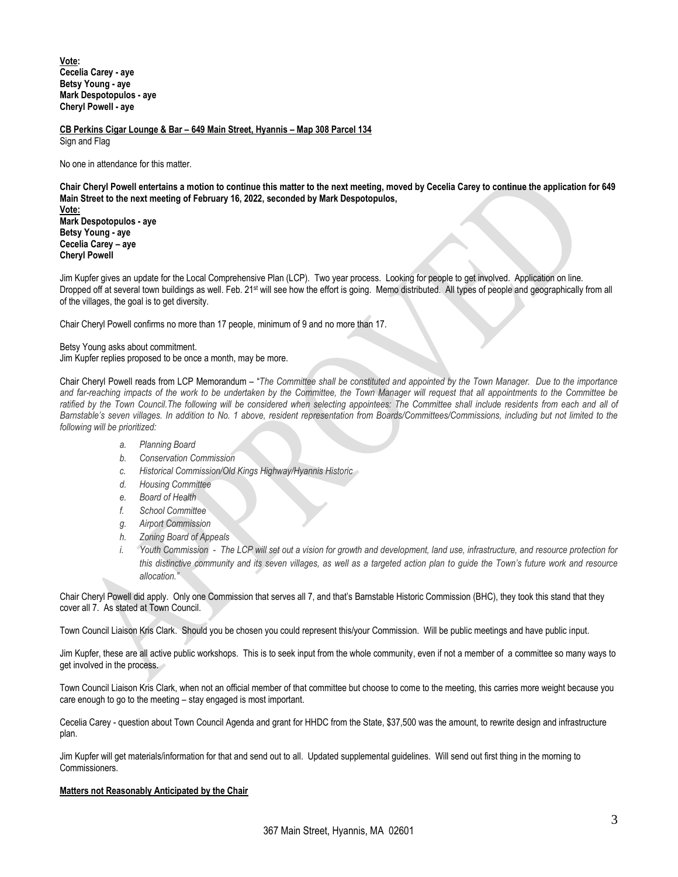**Vote:**
**Cecelia Carey - aye**
**Betsy Young - aye**
**Mark Despotopulos - aye**
**Cheryl Powell - aye**

**CB Perkins Cigar Lounge & Bar – 649 Main Street, Hyannis – Map 308 Parcel 134**
Sign and Flag

No one in attendance for this matter.

**Chair Cheryl Powell entertains a motion to continue this matter to the next meeting, moved by Cecelia Carey to continue the application for 649 Main Street to the next meeting of February 16, 2022, seconded by Mark Despotopulos,**
**Vote:**
**Mark Despotopulos - aye**
**Betsy Young - aye**
**Cecelia Carey – aye**
**Cheryl Powell**

Jim Kupfer gives an update for the Local Comprehensive Plan (LCP). Two year process. Looking for people to get involved. Application on line. Dropped off at several town buildings as well. Feb. 21st will see how the effort is going. Memo distributed. All types of people and geographically from all of the villages, the goal is to get diversity.

Chair Cheryl Powell confirms no more than 17 people, minimum of 9 and no more than 17.

Betsy Young asks about commitment.
Jim Kupfer replies proposed to be once a month, may be more.

Chair Cheryl Powell reads from LCP Memorandum – "*The Committee shall be constituted and appointed by the Town Manager. Due to the importance and far-reaching impacts of the work to be undertaken by the Committee, the Town Manager will request that all appointments to the Committee be ratified by the Town Council.The following will be considered when selecting appointees: The Committee shall include residents from each and all of Barnstable's seven villages. In addition to No. 1 above, resident representation from Boards/Committees/Commissions, including but not limited to the following will be prioritized:*

- *a. Planning Board*
- *b. Conservation Commission*
- *c. Historical Commission/Old Kings Highway/Hyannis Historic*
- *d. Housing Committee*
- *e. Board of Health*
- *f. School Committee*
- *g. Airport Commission*
- *h. Zoning Board of Appeals*
- *i. Youth Commission - The LCP will set out a vision for growth and development, land use, infrastructure, and resource protection for this distinctive community and its seven villages, as well as a targeted action plan to guide the Town's future work and resource allocation."*

Chair Cheryl Powell did apply. Only one Commission that serves all 7, and that's Barnstable Historic Commission (BHC), they took this stand that they cover all 7. As stated at Town Council.

Town Council Liaison Kris Clark. Should you be chosen you could represent this/your Commission. Will be public meetings and have public input.

Jim Kupfer, these are all active public workshops. This is to seek input from the whole community, even if not a member of a committee so many ways to get involved in the process.

Town Council Liaison Kris Clark, when not an official member of that committee but choose to come to the meeting, this carries more weight because you care enough to go to the meeting – stay engaged is most important.

Cecelia Carey - question about Town Council Agenda and grant for HHDC from the State, $37,500 was the amount, to rewrite design and infrastructure plan.

Jim Kupfer will get materials/information for that and send out to all. Updated supplemental guidelines. Will send out first thing in the morning to Commissioners.

**Matters not Reasonably Anticipated by the Chair**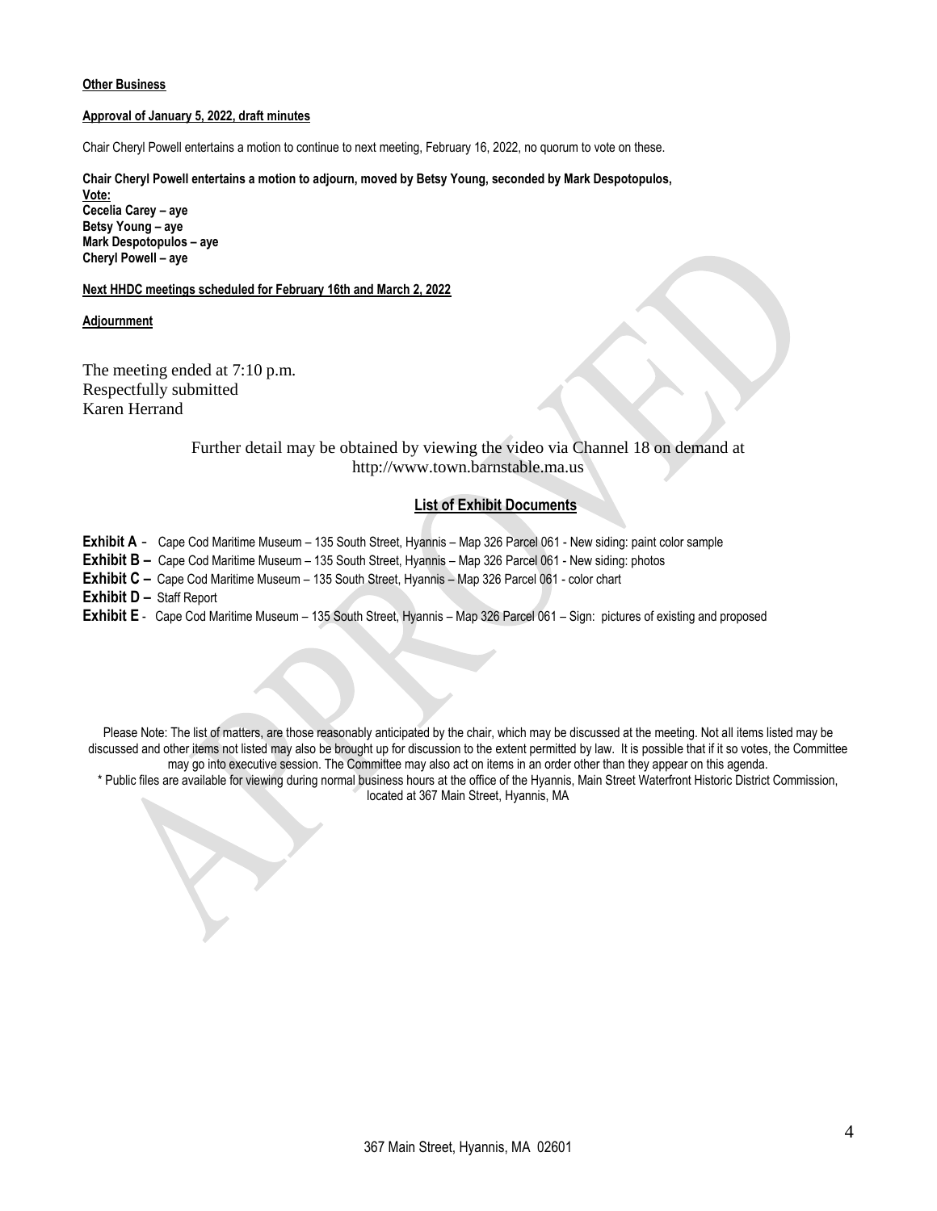**Other Business**

**Approval of January 5, 2022, draft minutes**

Chair Cheryl Powell entertains a motion to continue to next meeting, February 16, 2022, no quorum to vote on these.

**Chair Cheryl Powell entertains a motion to adjourn, moved by Betsy Young, seconded by Mark Despotopulos,**
**Vote:**
**Cecelia Carey – aye**
**Betsy Young – aye**
**Mark Despotopulos – aye**
**Cheryl Powell – aye**

**Next HHDC meetings scheduled for February 16th and March 2, 2022**

**Adjournment**

The meeting ended at 7:10 p.m.
Respectfully submitted
Karen Herrand

Further detail may be obtained by viewing the video via Channel 18 on demand at http://www.town.barnstable.ma.us

**List of Exhibit Documents**

**Exhibit A** - Cape Cod Maritime Museum – 135 South Street, Hyannis – Map 326 Parcel 061 - New siding: paint color sample
**Exhibit B –** Cape Cod Maritime Museum – 135 South Street, Hyannis – Map 326 Parcel 061 - New siding: photos
**Exhibit C –** Cape Cod Maritime Museum – 135 South Street, Hyannis – Map 326 Parcel 061 - color chart
**Exhibit D –** Staff Report
**Exhibit E** - Cape Cod Maritime Museum – 135 South Street, Hyannis – Map 326 Parcel 061 – Sign: pictures of existing and proposed

Please Note: The list of matters, are those reasonably anticipated by the chair, which may be discussed at the meeting. Not all items listed may be discussed and other items not listed may also be brought up for discussion to the extent permitted by law. It is possible that if it so votes, the Committee may go into executive session. The Committee may also act on items in an order other than they appear on this agenda.
* Public files are available for viewing during normal business hours at the office of the Hyannis, Main Street Waterfront Historic District Commission, located at 367 Main Street, Hyannis, MA

367 Main Street, Hyannis, MA 02601